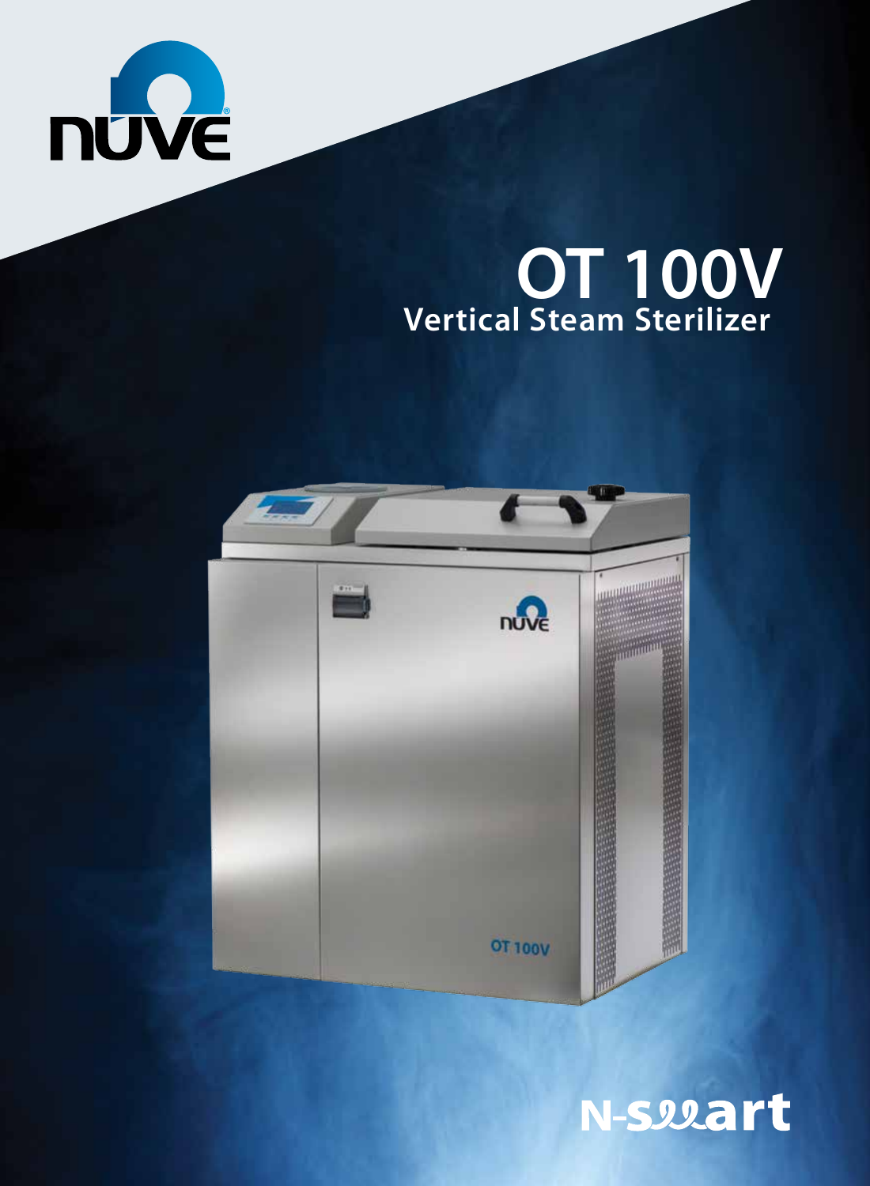# OT 100V

## Vertical Steam Sterilizer

N-smart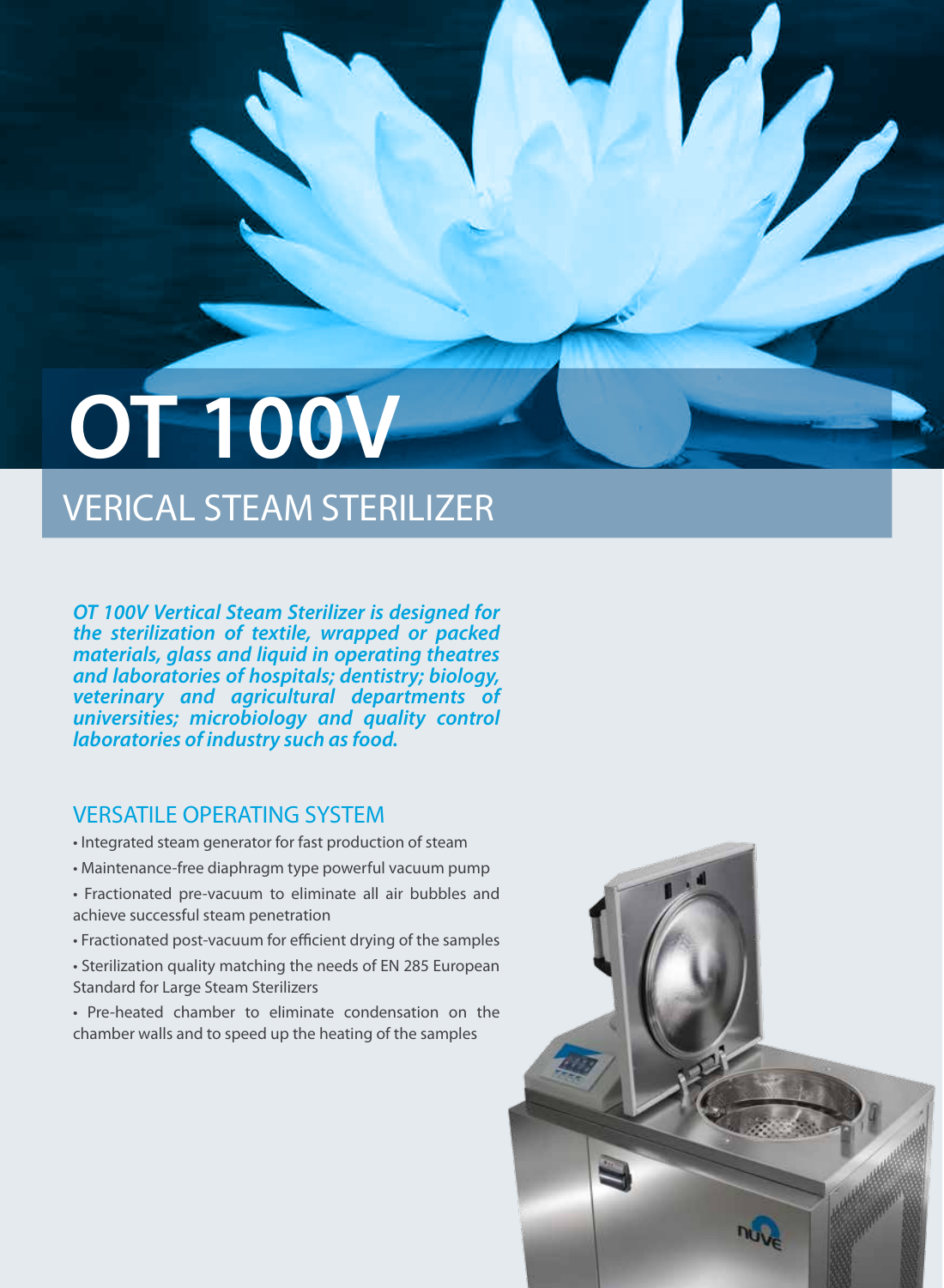# OT 100V

## VERICAL STEAM STERILIZER

***OT 100V Vertical Steam Sterilizer is designed for the sterilization of textile, wrapped or packed materials, glass and liquid in operating theatres and laboratories of hospitals; dentistry; biology, veterinary and agricultural departments of universities; microbiology and quality control laboratories of industry such as food.***

## VERSATILE OPERATING SYSTEM

- Integrated steam generator for fast production of steam
- Maintenance-free diaphragm type powerful vacuum pump
- Fractionated pre-vacuum to eliminate all air bubbles and achieve successful steam penetration
- Fractionated post-vacuum for efficient drying of the samples
- Sterilization quality matching the needs of EN 285 European Standard for Large Steam Sterilizers
- Pre-heated chamber to eliminate condensation on the chamber walls and to speed up the heating of the samples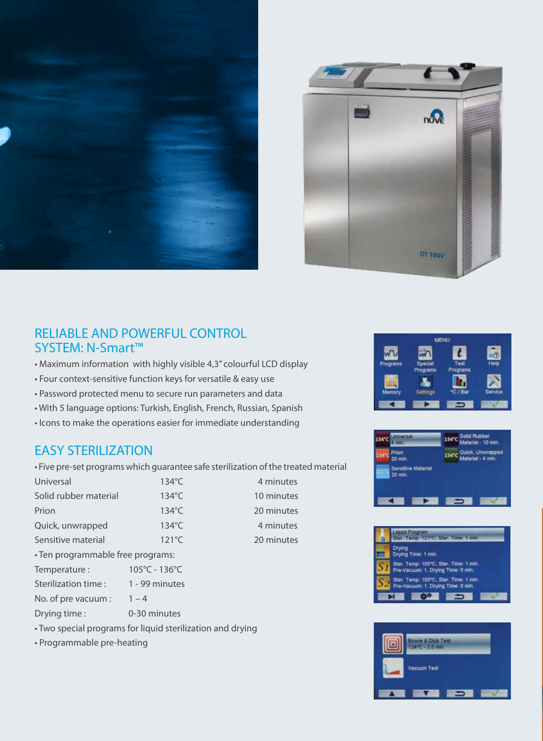## RELIABLE AND POWERFUL CONTROL SYSTEM: N-Smart™

- Maximum information with highly visible 4,3" colourful LCD display
- Four context-sensitive function keys for versatile & easy use
- Password protected menu to secure run parameters and data
- With 5 language options: Turkish, English, French, Russian, Spanish
- Icons to make the operations easier for immediate understanding

## EASY STERILIZATION

- Five pre-set programs which guarantee safe sterilization of the treated material

| | | |
|---|---|---|
| Universal | 134°C | 4 minutes |
| Solid rubber material | 134°C | 10 minutes |
| Prion | 134°C | 20 minutes |
| Quick, unwrapped | 134°C | 4 minutes |
| Sensitive material | 121°C | 20 minutes |

- Ten programmable free programs:

| | |
|---|---|
| Temperature : | 105°C - 136°C |
| Sterilization time : | 1 - 99 minutes |
| No. of pre vacuum : | 1 – 4 |
| Drying time : | 0-30 minutes |

- Two special programs for liquid sterilization and drying
- Programmable pre-heating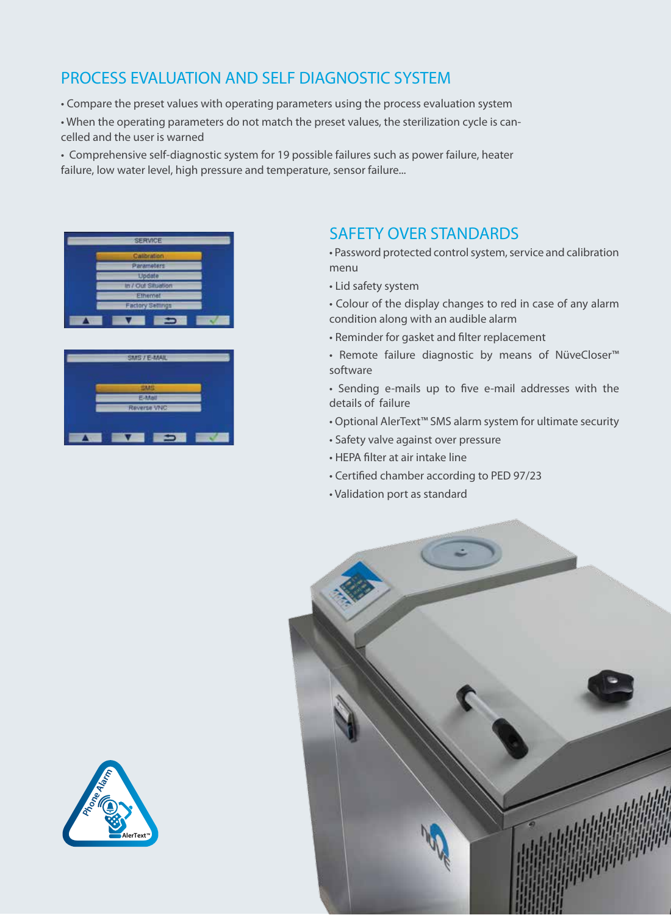## PROCESS EVALUATION AND SELF DIAGNOSTIC SYSTEM

- Compare the preset values with operating parameters using the process evaluation system
- When the operating parameters do not match the preset values, the sterilization cycle is cancelled and the user is warned
- Comprehensive self-diagnostic system for 19 possible failures such as power failure, heater failure, low water level, high pressure and temperature, sensor failure...

## SAFETY OVER STANDARDS

- Password protected control system, service and calibration menu
- Lid safety system
- Colour of the display changes to red in case of any alarm condition along with an audible alarm
- Reminder for gasket and filter replacement
- Remote failure diagnostic by means of NüveCloser™ software
- Sending e-mails up to five e-mail addresses with the details of failure
- Optional AlerText™ SMS alarm system for ultimate security
- Safety valve against over pressure
- HEPA filter at air intake line
- Certified chamber according to PED 97/23
- Validation port as standard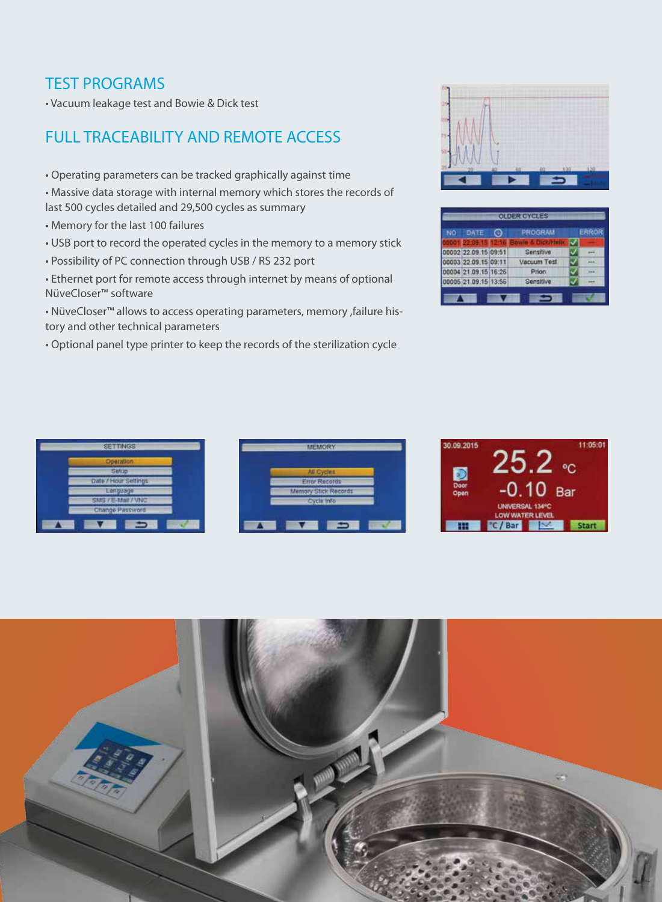## TEST PROGRAMS

- Vacuum leakage test and Bowie & Dick test

## FULL TRACEABILITY AND REMOTE ACCESS

- Operating parameters can be tracked graphically against time
- Massive data storage with internal memory which stores the records of last 500 cycles detailed and 29,500 cycles as summary
- Memory for the last 100 failures
- USB port to record the operated cycles in the memory to a memory stick
- Possibility of PC connection through USB / RS 232 port
- Ethernet port for remote access through internet by means of optional NüveCloser™ software
- NüveCloser™ allows to access operating parameters, memory ,failure history and other technical parameters
- Optional panel type printer to keep the records of the sterilization cycle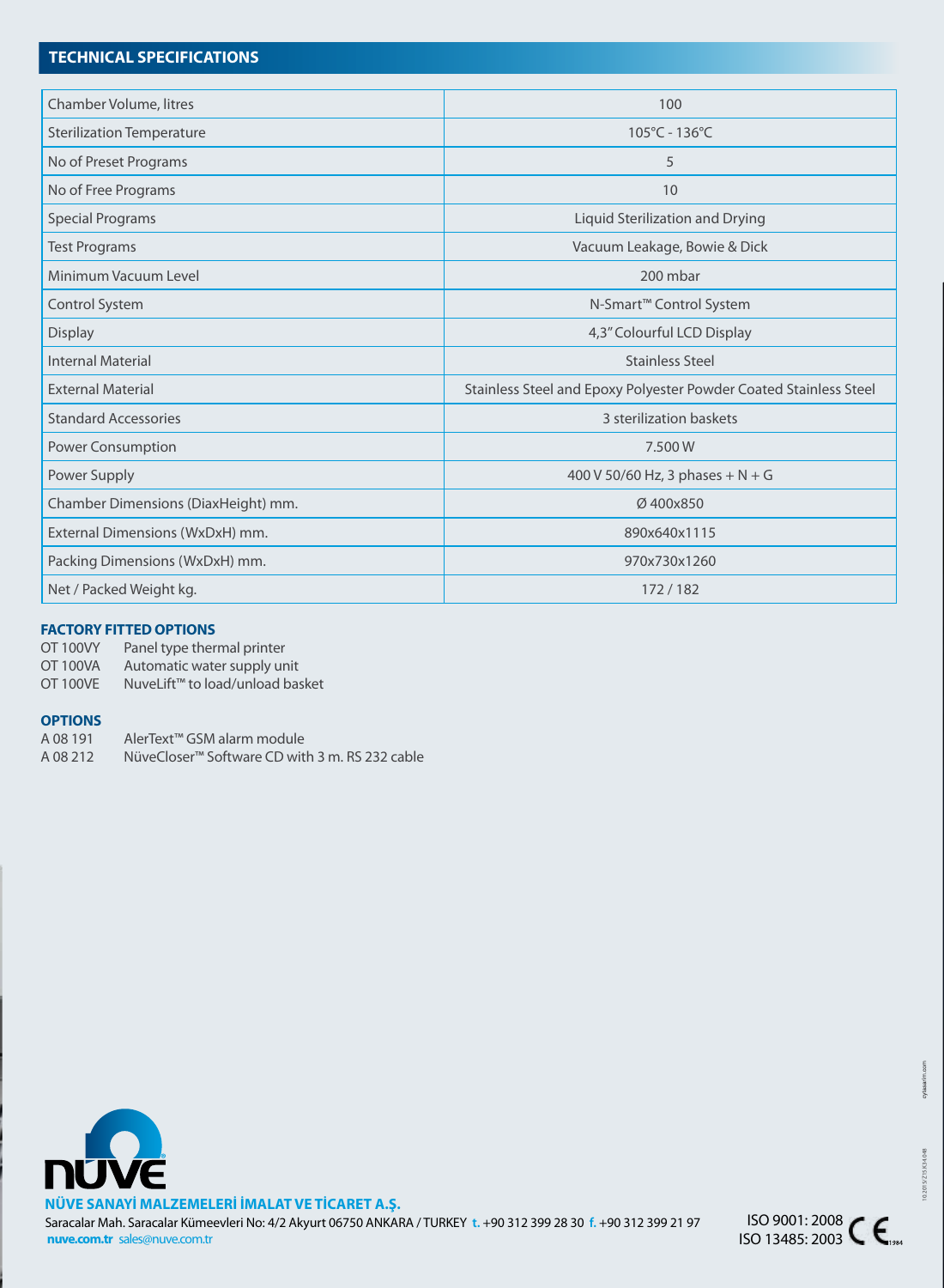## TECHNICAL SPECIFICATIONS

| | |
|---|---|
| Chamber Volume, litres | 100 |
| Sterilization Temperature | 105°C - 136°C |
| No of Preset Programs | 5 |
| No of Free Programs | 10 |
| Special Programs | Liquid Sterilization and Drying |
| Test Programs | Vacuum Leakage, Bowie & Dick |
| Minimum Vacuum Level | 200 mbar |
| Control System | N-Smart™ Control System |
| Display | 4,3" Colourful LCD Display |
| Internal Material | Stainless Steel |
| External Material | Stainless Steel and Epoxy Polyester Powder Coated Stainless Steel |
| Standard Accessories | 3 sterilization baskets |
| Power Consumption | 7.500 W |
| Power Supply | 400 V 50/60 Hz, 3 phases + N + G |
| Chamber Dimensions (DiaxHeight) mm. | Ø 400x850 |
| External Dimensions (WxDxH) mm. | 890x640x1115 |
| Packing Dimensions (WxDxH) mm. | 970x730x1260 |
| Net / Packed Weight kg. | 172 / 182 |

### FACTORY FITTED OPTIONS

OT 100VY Panel type thermal printer
OT 100VA Automatic water supply unit
OT 100VE NuveLift™ to load/unload basket

### OPTIONS

A 08 191 AlerText™ GSM alarm module
A 08 212 NüveCloser™ Software CD with 3 m. RS 232 cable

**NÜVE SANAYİ MALZEMELERİ İMALAT VE TİCARET A.Ş.**
Saracalar Mah. Saracalar Kümeevleri No: 4/2 Akyurt 06750 ANKARA / TURKEY t. +90 312 399 28 30 f. +90 312 399 21 97
nuve.com.tr sales@nuve.com.tr

ISO 9001: 2008
ISO 13485: 2003
CE 1984